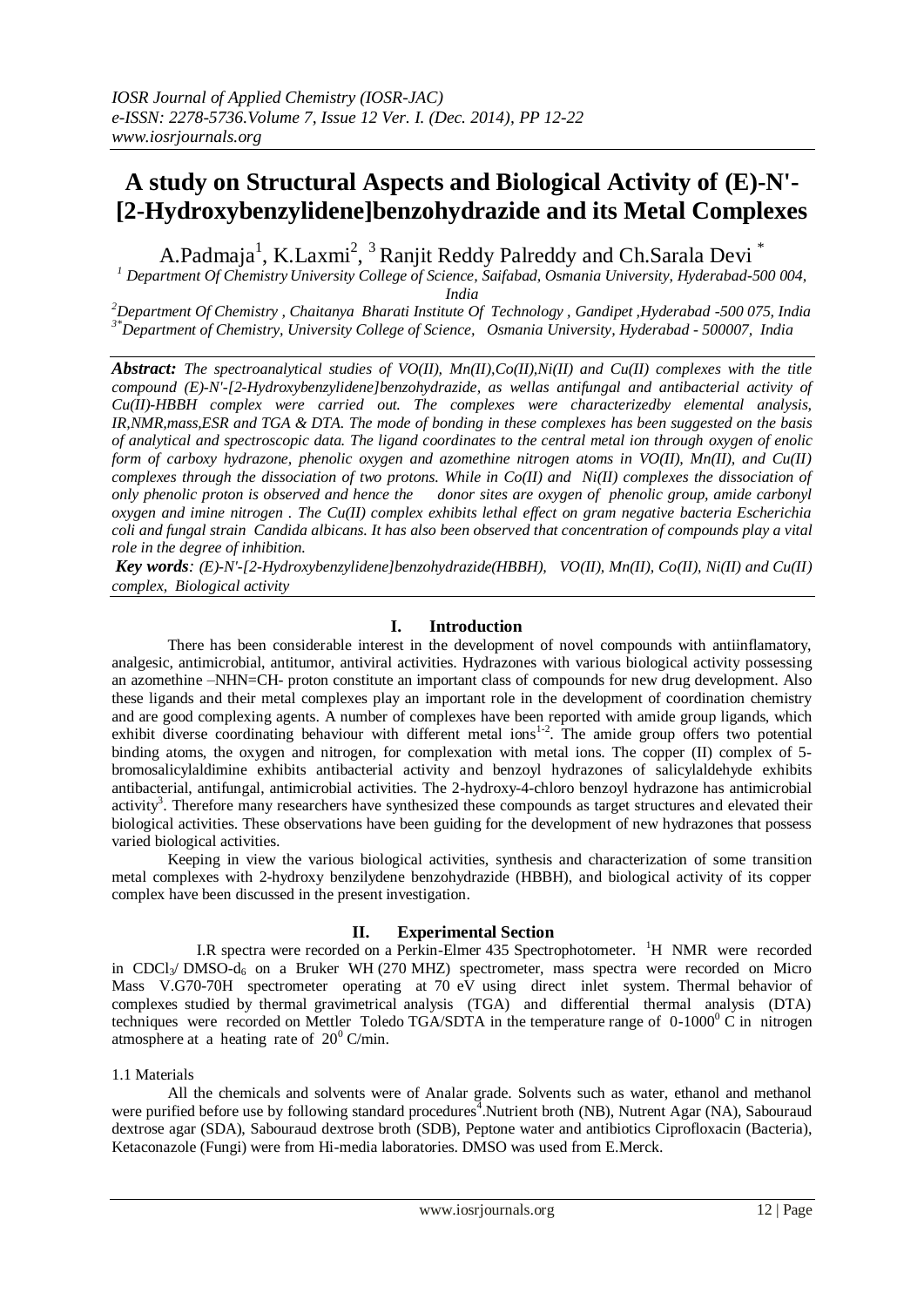# A study on Structural Aspects and Biological Activity of (E)-N'-[2-Hydroxybenzylidene]benzohydrazide and its Metal Complexes

A.Padmaja[1], K.Laxmi[2], [3] Ranjit Reddy Palreddy and Ch.Sarala Devi [*]

[1] Department Of Chemistry University College of Science, Saifabad, Osmania University, Hyderabad-500 004, India

[2] Department Of Chemistry , Chaitanya Bharati Institute Of Technology , Gandipet ,Hyderabad -500 075, India

[3*] Department of Chemistry, University College of Science, Osmania University, Hyderabad - 500007, India

***Abstract:*** *The spectroanalytical studies of VO(II), Mn(II),Co(II),Ni(II) and Cu(II) complexes with the title compound (E)-N'-[2-Hydroxybenzylidene]benzohydrazide, as wellas antifungal and antibacterial activity of Cu(II)-HBBH complex were carried out. The complexes were characterizedby elemental analysis, IR,NMR,mass,ESR and TGA & DTA. The mode of bonding in these complexes has been suggested on the basis of analytical and spectroscopic data. The ligand coordinates to the central metal ion through oxygen of enolic form of carboxy hydrazone, phenolic oxygen and azomethine nitrogen atoms in VO(II), Mn(II), and Cu(II) complexes through the dissociation of two protons. While in Co(II) and Ni(II) complexes the dissociation of only phenolic proton is observed and hence the donor sites are oxygen of phenolic group, amide carbonyl oxygen and imine nitrogen . The Cu(II) complex exhibits lethal effect on gram negative bacteria Escherichia coli and fungal strain Candida albicans. It has also been observed that concentration of compounds play a vital role in the degree of inhibition.*

***Key words****: (E)-N'-[2-Hydroxybenzylidene]benzohydrazide(HBBH), VO(II), Mn(II), Co(II), Ni(II) and Cu(II) complex, Biological activity*

## I. Introduction

There has been considerable interest in the development of novel compounds with antiinflamatory, analgesic, antimicrobial, antitumor, antiviral activities. Hydrazones with various biological activity possessing an azomethine –NHN=CH- proton constitute an important class of compounds for new drug development. Also these ligands and their metal complexes play an important role in the development of coordination chemistry and are good complexing agents. A number of complexes have been reported with amide group ligands, which exhibit diverse coordinating behaviour with different metal ions[1-2]. The amide group offers two potential binding atoms, the oxygen and nitrogen, for complexation with metal ions. The copper (II) complex of 5-bromosalicylaldimine exhibits antibacterial activity and benzoyl hydrazones of salicylaldehyde exhibits antibacterial, antifungal, antimicrobial activities. The 2-hydroxy-4-chloro benzoyl hydrazone has antimicrobial activity[3]. Therefore many researchers have synthesized these compounds as target structures and elevated their biological activities. These observations have been guiding for the development of new hydrazones that possess varied biological activities.

Keeping in view the various biological activities, synthesis and characterization of some transition metal complexes with 2-hydroxy benzilydene benzohydrazide (HBBH), and biological activity of its copper complex have been discussed in the present investigation.

## II. Experimental Section

I.R spectra were recorded on a Perkin-Elmer 435 Spectrophotometer. $^1$H NMR were recorded in $CDCl_3$/ DMSO-$d_6$ on a Bruker WH (270 MHZ) spectrometer, mass spectra were recorded on Micro Mass V.G70-70H spectrometer operating at 70 eV using direct inlet system. Thermal behavior of complexes studied by thermal gravimetrical analysis (TGA) and differential thermal analysis (DTA) techniques were recorded on Mettler Toledo TGA/SDTA in the temperature range of 0-1000$^0$ C in nitrogen atmosphere at a heating rate of 20$^0$ C/min.

### 1.1 Materials

All the chemicals and solvents were of Analar grade. Solvents such as water, ethanol and methanol were purified before use by following standard procedures[4].Nutrient broth (NB), Nutrent Agar (NA), Sabouraud dextrose agar (SDA), Sabouraud dextrose broth (SDB), Peptone water and antibiotics Ciprofloxacin (Bacteria), Ketaconazole (Fungi) were from Hi-media laboratories. DMSO was used from E.Merck.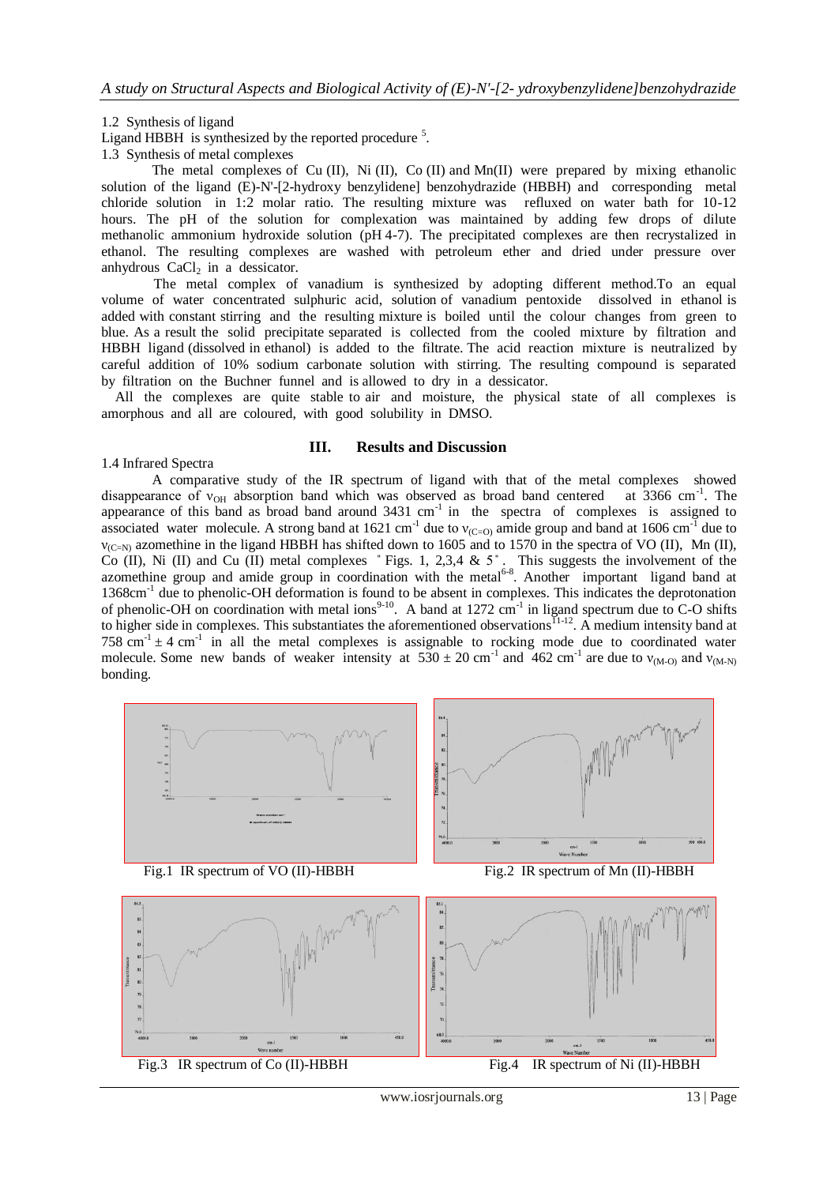1.2 Synthesis of ligand

Ligand HBBH is synthesized by the reported procedure [5].

1.3 Synthesis of metal complexes

The metal complexes of Cu (II), Ni (II), Co (II) and Mn(II) were prepared by mixing ethanolic solution of the ligand (E)-N'-[2-hydroxy benzylidene] benzohydrazide (HBBH) and corresponding metal chloride solution in 1:2 molar ratio. The resulting mixture was refluxed on water bath for 10-12 hours. The pH of the solution for complexation was maintained by adding few drops of dilute methanolic ammonium hydroxide solution (pH 4-7). The precipitated complexes are then recrystalized in ethanol. The resulting complexes are washed with petroleum ether and dried under pressure over anhydrous $CaCl_2$ in a dessicator.

The metal complex of vanadium is synthesized by adopting different method.To an equal volume of water concentrated sulphuric acid, solution of vanadium pentoxide dissolved in ethanol is added with constant stirring and the resulting mixture is boiled until the colour changes from green to blue. As a result the solid precipitate separated is collected from the cooled mixture by filtration and HBBH ligand (dissolved in ethanol) is added to the filtrate. The acid reaction mixture is neutralized by careful addition of 10% sodium carbonate solution with stirring. The resulting compound is separated by filtration on the Buchner funnel and is allowed to dry in a dessicator.

All the complexes are quite stable to air and moisture, the physical state of all complexes is amorphous and all are coloured, with good solubility in DMSO.

## III. Results and Discussion

1.4 Infrared Spectra

A comparative study of the IR spectrum of ligand with that of the metal complexes showed disappearance of $\nu_{OH}$ absorption band which was observed as broad band centered at 3366 $cm^{-1}$. The appearance of this band as broad band around 3431 $cm^{-1}$ in the spectra of complexes is assigned to associated water molecule. A strong band at 1621 $cm^{-1}$ due to $\nu_{(C=O)}$ amide group and band at 1606 $cm^{-1}$ due to $\nu_{(C=N)}$ azomethine in the ligand HBBH has shifted down to 1605 and to 1570 in the spectra of VO (II), Mn (II), Co (II), Ni (II) and Cu (II) metal complexes " Figs. 1, 2,3,4 & 5 ". This suggests the involvement of the azomethine group and amide group in coordination with the metal[6-8]. Another important ligand band at 1368$cm^{-1}$ due to phenolic-OH deformation is found to be absent in complexes. This indicates the deprotonation of phenolic-OH on coordination with metal ions[9-10]. A band at 1272 $cm^{-1}$ in ligand spectrum due to C-O shifts to higher side in complexes. This substantiates the aforementioned observations[11-12]. A medium intensity band at 758 $cm^{-1} \pm 4$ $cm^{-1}$ in all the metal complexes is assignable to rocking mode due to coordinated water molecule. Some new bands of weaker intensity at $530 \pm 20$ $cm^{-1}$ and 462 $cm^{-1}$ are due to $\nu_{(M-O)}$ and $\nu_{(M-N)}$ bonding.

Fig.1 IR spectrum of VO (II)-HBBH

Fig.2 IR spectrum of Mn (II)-HBBH

Fig.3 IR spectrum of Co (II)-HBBH

Fig.4 IR spectrum of Ni (II)-HBBH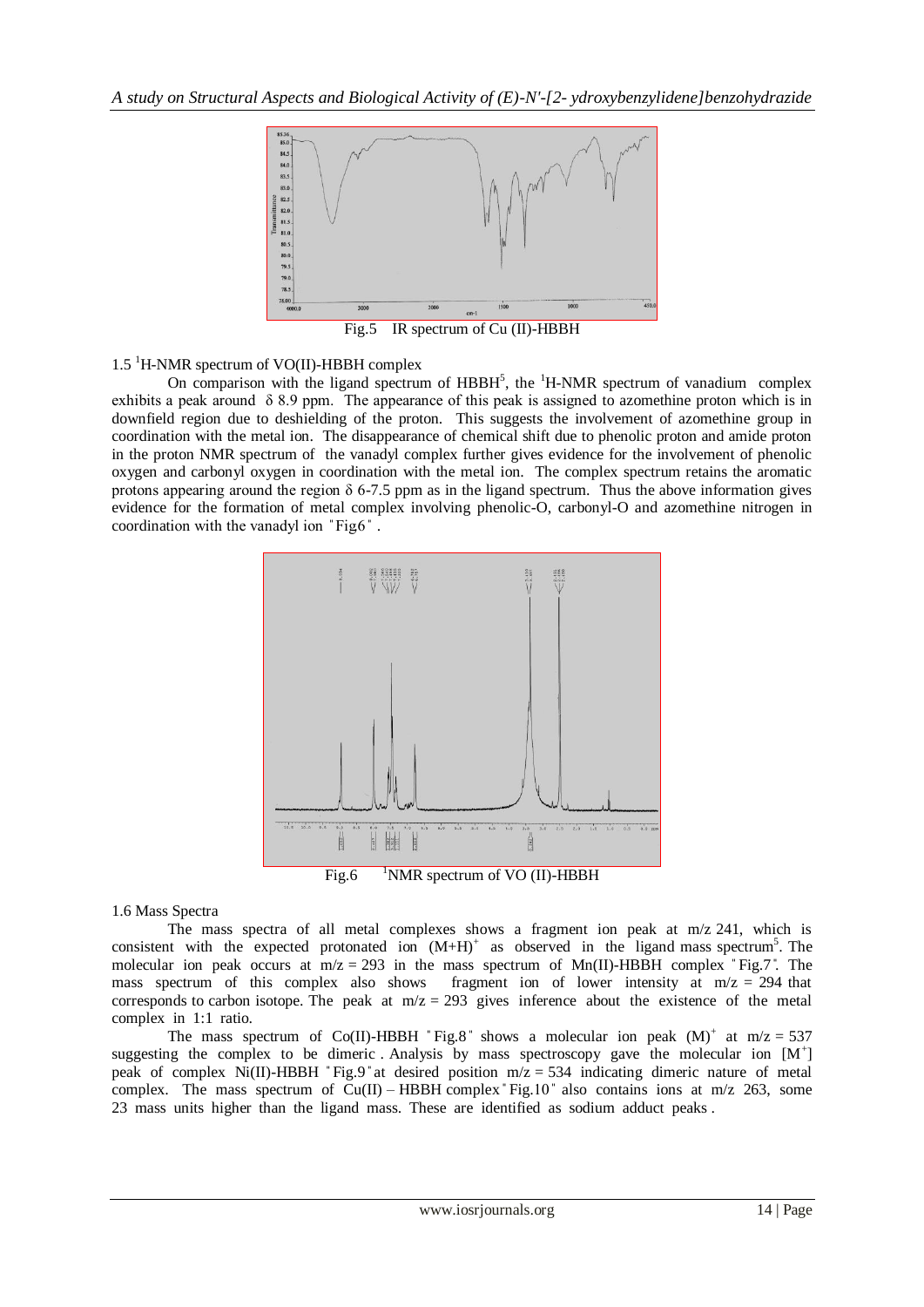Fig.5 IR spectrum of Cu (II)-HBBH

### 1.5 $^{1}$H-NMR spectrum of VO(II)-HBBH complex

On comparison with the ligand spectrum of HBBH[5], the $^{1}$H-NMR spectrum of vanadium complex exhibits a peak around δ 8.9 ppm. The appearance of this peak is assigned to azomethine proton which is in downfield region due to deshielding of the proton. This suggests the involvement of azomethine group in coordination with the metal ion. The disappearance of chemical shift due to phenolic proton and amide proton in the proton NMR spectrum of the vanadyl complex further gives evidence for the involvement of phenolic oxygen and carbonyl oxygen in coordination with the metal ion. The complex spectrum retains the aromatic protons appearing around the region δ 6-7.5 ppm as in the ligand spectrum. Thus the above information gives evidence for the formation of metal complex involving phenolic-O, carbonyl-O and azomethine nitrogen in coordination with the vanadyl ion "Fig6".

Fig.6 $^{1}$NMR spectrum of VO (II)-HBBH

### 1.6 Mass Spectra

The mass spectra of all metal complexes shows a fragment ion peak at m/z 241, which is consistent with the expected protonated ion $(M+H)^{+}$ as observed in the ligand mass spectrum[5]. The molecular ion peak occurs at m/z = 293 in the mass spectrum of Mn(II)-HBBH complex "Fig.7". The mass spectrum of this complex also shows fragment ion of lower intensity at m/z = 294 that corresponds to carbon isotope. The peak at m/z = 293 gives inference about the existence of the metal complex in 1:1 ratio.

The mass spectrum of Co(II)-HBBH "Fig.8" shows a molecular ion peak $(M)^{+}$ at m/z = 537 suggesting the complex to be dimeric. Analysis by mass spectroscopy gave the molecular ion $[M^{+}]$ peak of complex Ni(II)-HBBH "Fig.9" at desired position m/z = 534 indicating dimeric nature of metal complex. The mass spectrum of Cu(II) – HBBH complex "Fig.10" also contains ions at m/z 263, some 23 mass units higher than the ligand mass. These are identified as sodium adduct peaks.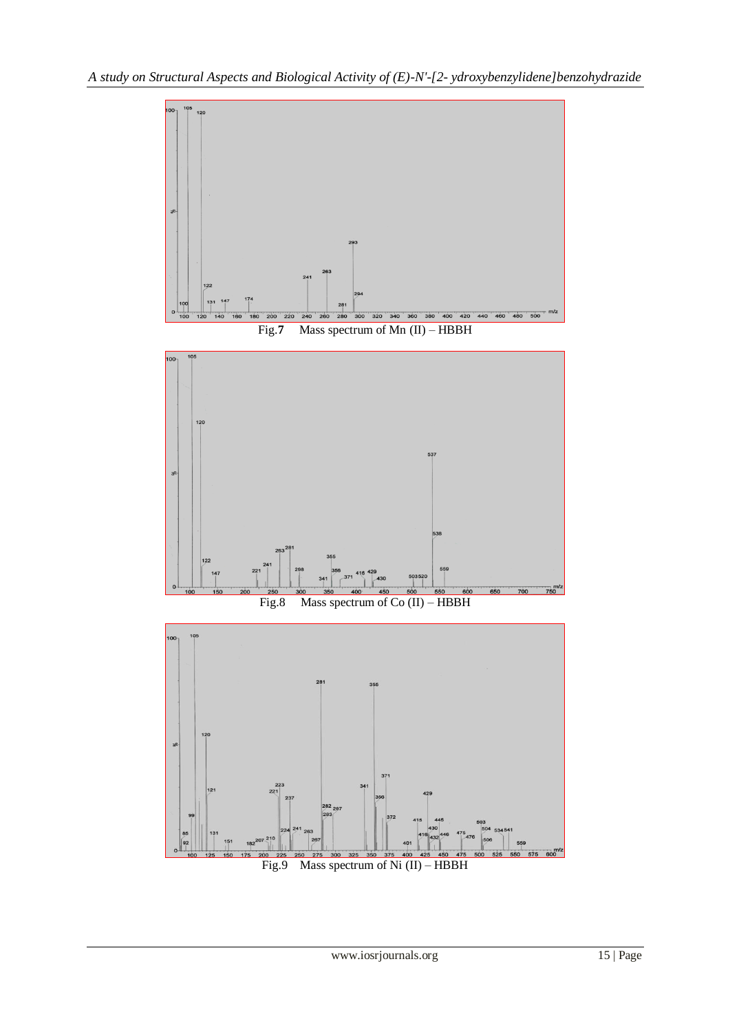Fig.7 Mass spectrum of Mn (II) – HBBH

Fig.8 Mass spectrum of Co (II) – HBBH

Fig.9 Mass spectrum of Ni (II) – HBBH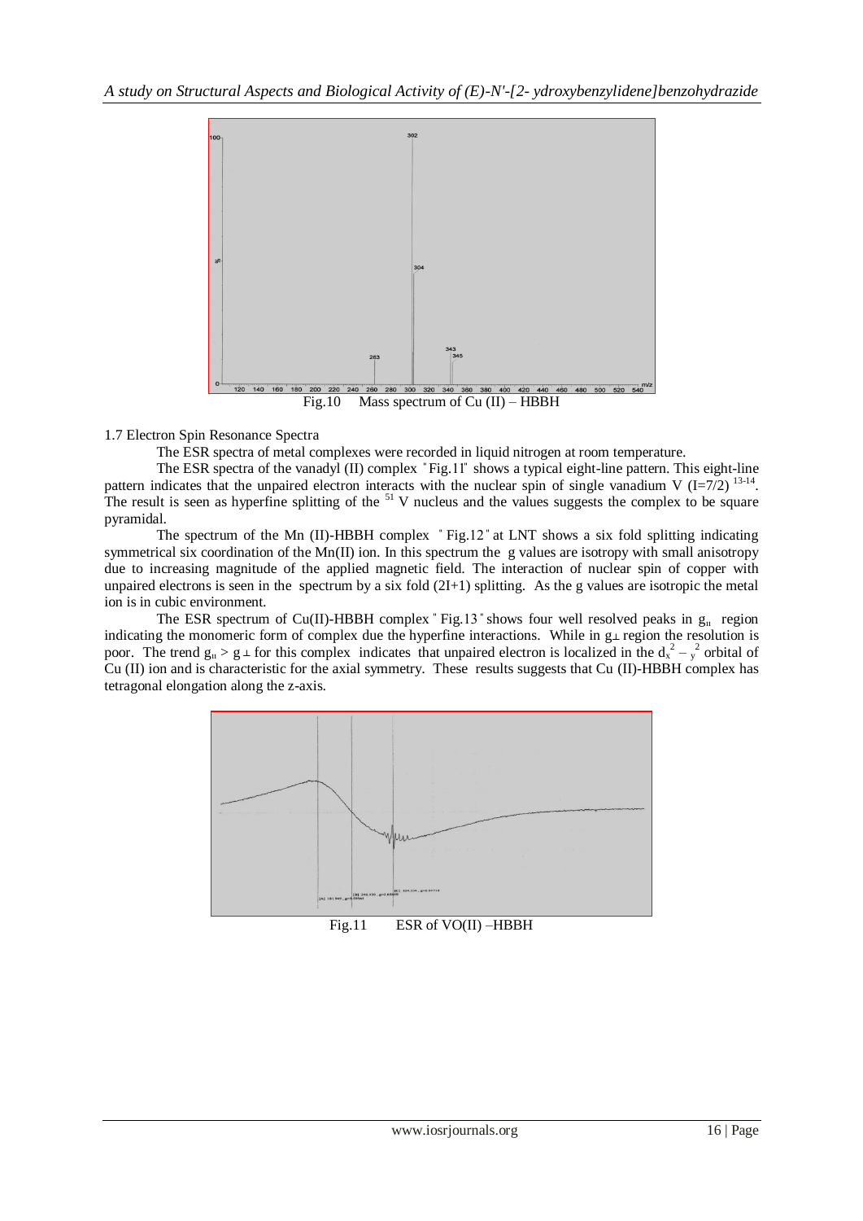Fig.10 Mass spectrum of Cu (II) – HBBH

1.7 Electron Spin Resonance Spectra

The ESR spectra of metal complexes were recorded in liquid nitrogen at room temperature.

The ESR spectra of the vanadyl (II) complex "Fig.11" shows a typical eight-line pattern. This eight-line pattern indicates that the unpaired electron interacts with the nuclear spin of single vanadium V (I=7/2) [13-14]. The result is seen as hyperfine splitting of the $^{51}V$ nucleus and the values suggests the complex to be square pyramidal.

The spectrum of the Mn (II)-HBBH complex "Fig.12" at LNT shows a six fold splitting indicating symmetrical six coordination of the Mn(II) ion. In this spectrum the g values are isotropy with small anisotropy due to increasing magnitude of the applied magnetic field. The interaction of nuclear spin of copper with unpaired electrons is seen in the spectrum by a six fold (2I+1) splitting. As the g values are isotropic the metal ion is in cubic environment.

The ESR spectrum of Cu(II)-HBBH complex "Fig.13" shows four well resolved peaks in $g_{\parallel}$ region indicating the monomeric form of complex due the hyperfine interactions. While in $g_{\perp}$ region the resolution is poor. The trend $g_{\parallel} > g_{\perp}$ for this complex indicates that unpaired electron is localized in the $d_{x^2-y^2}$ orbital of Cu (II) ion and is characteristic for the axial symmetry. These results suggests that Cu (II)-HBBH complex has tetragonal elongation along the z-axis.

Fig.11 ESR of VO(II) –HBBH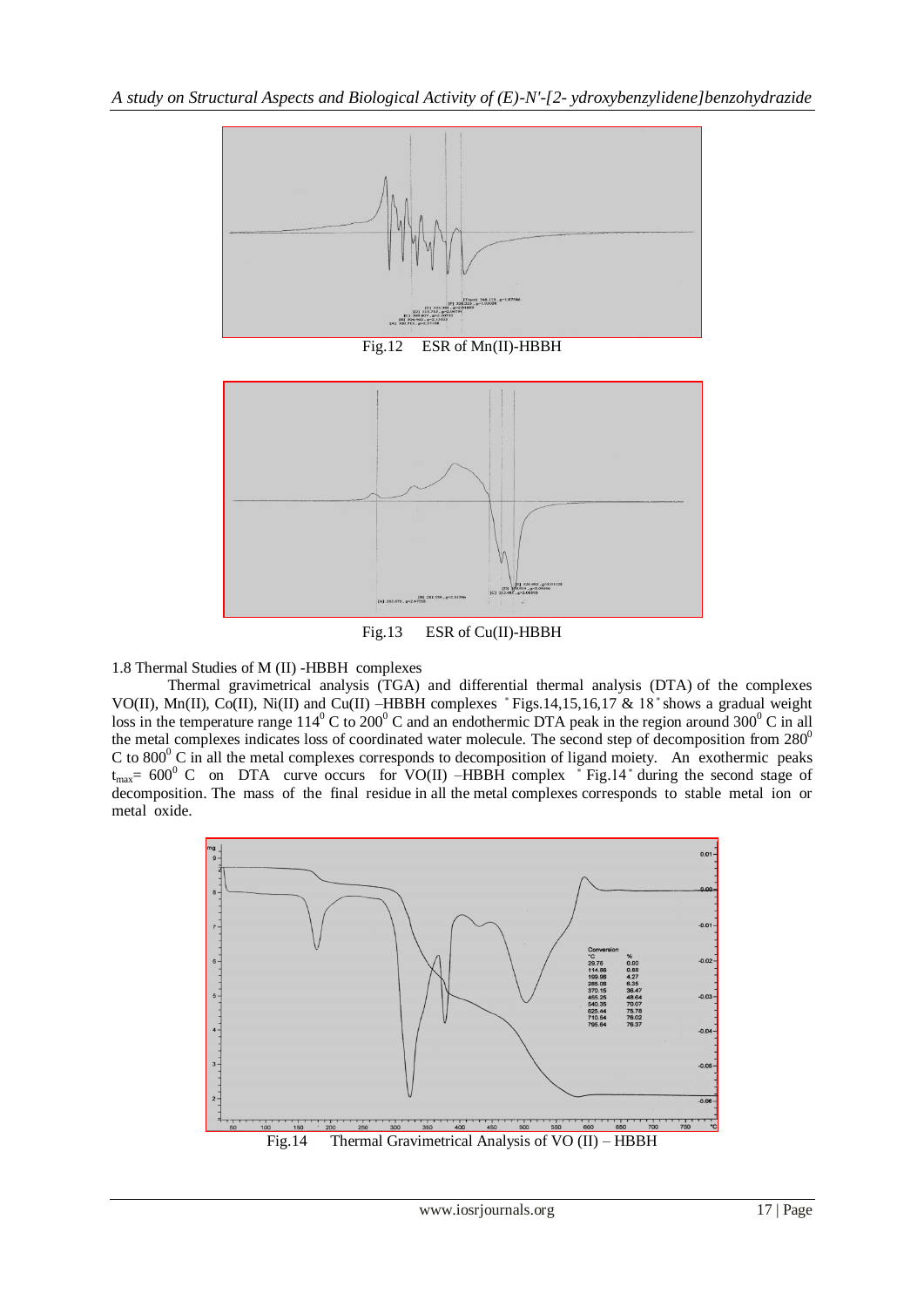Fig.12 ESR of Mn(II)-HBBH

Fig.13 ESR of Cu(II)-HBBH

1.8 Thermal Studies of M (II) -HBBH complexes

Thermal gravimetrical analysis (TGA) and differential thermal analysis (DTA) of the complexes VO(II), Mn(II), Co(II), Ni(II) and Cu(II) –HBBH complexes " Figs.14,15,16,17 & 18 " shows a gradual weight loss in the temperature range $114^0$ C to $200^0$ C and an endothermic DTA peak in the region around $300^0$ C in all the metal complexes indicates loss of coordinated water molecule. The second step of decomposition from $280^0$ C to $800^0$ C in all the metal complexes corresponds to decomposition of ligand moiety. An exothermic peaks $t_{max}= 600^0$ C on DTA curve occurs for VO(II) –HBBH complex " Fig.14 " during the second stage of decomposition. The mass of the final residue in all the metal complexes corresponds to stable metal ion or metal oxide.

| Conversion | |
|---|---|
| °C | % |
| 29.76 | 0.00 |
| 114.86 | 0.88 |
| 199.96 | 4.27 |
| 285.06 | 6.35 |
| 370.15 | 38.47 |
| 455.25 | 48.64 |
| 540.35 | 70.07 |
| 625.44 | 75.78 |
| 710.54 | 76.02 |
| 795.64 | 76.37 |

Fig.14 Thermal Gravimetrical Analysis of VO (II) – HBBH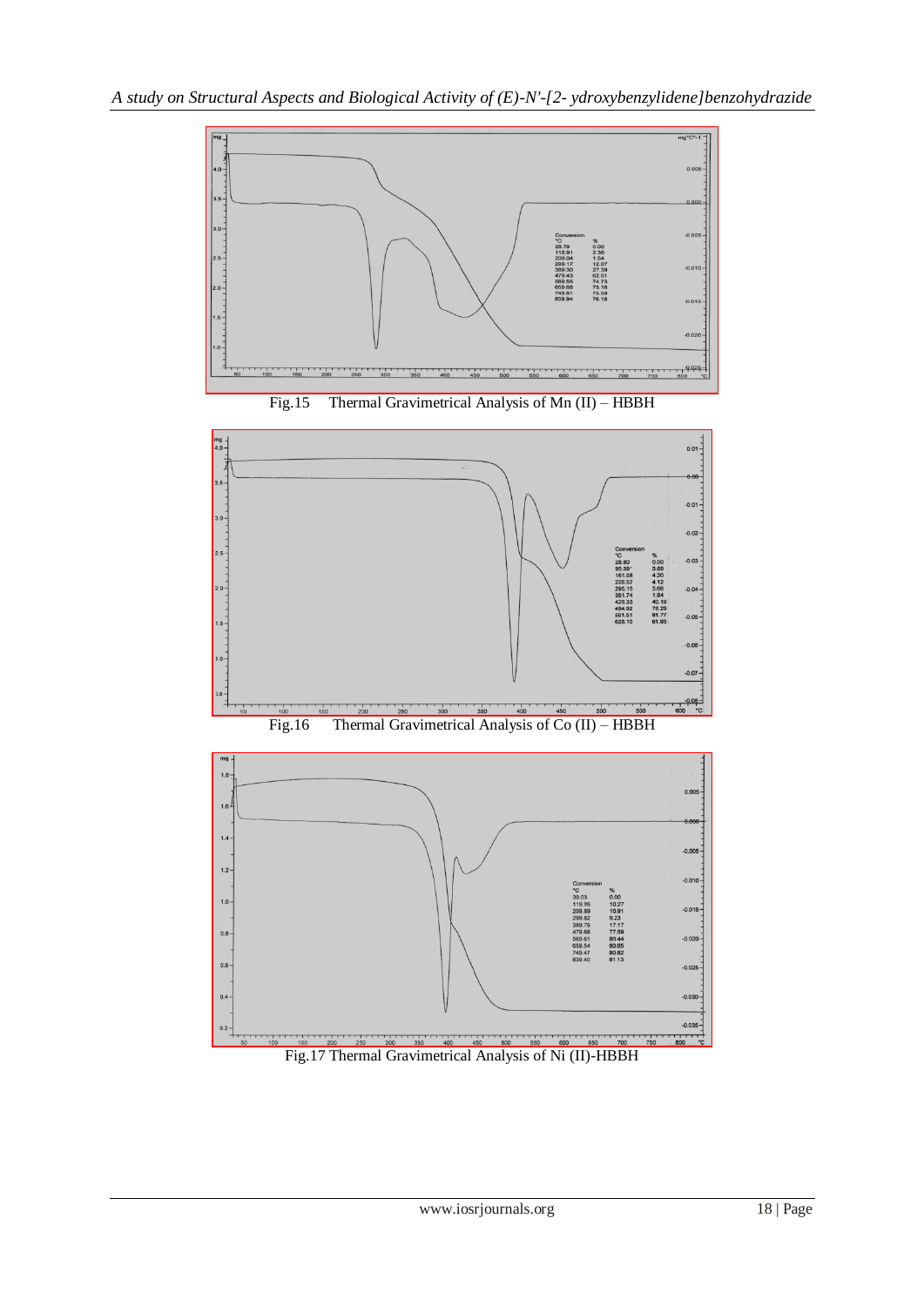Fig.15 Thermal Gravimetrical Analysis of Mn (II) – HBBH

Fig.16 Thermal Gravimetrical Analysis of Co (II) – HBBH

Fig.17 Thermal Gravimetrical Analysis of Ni (II)-HBBH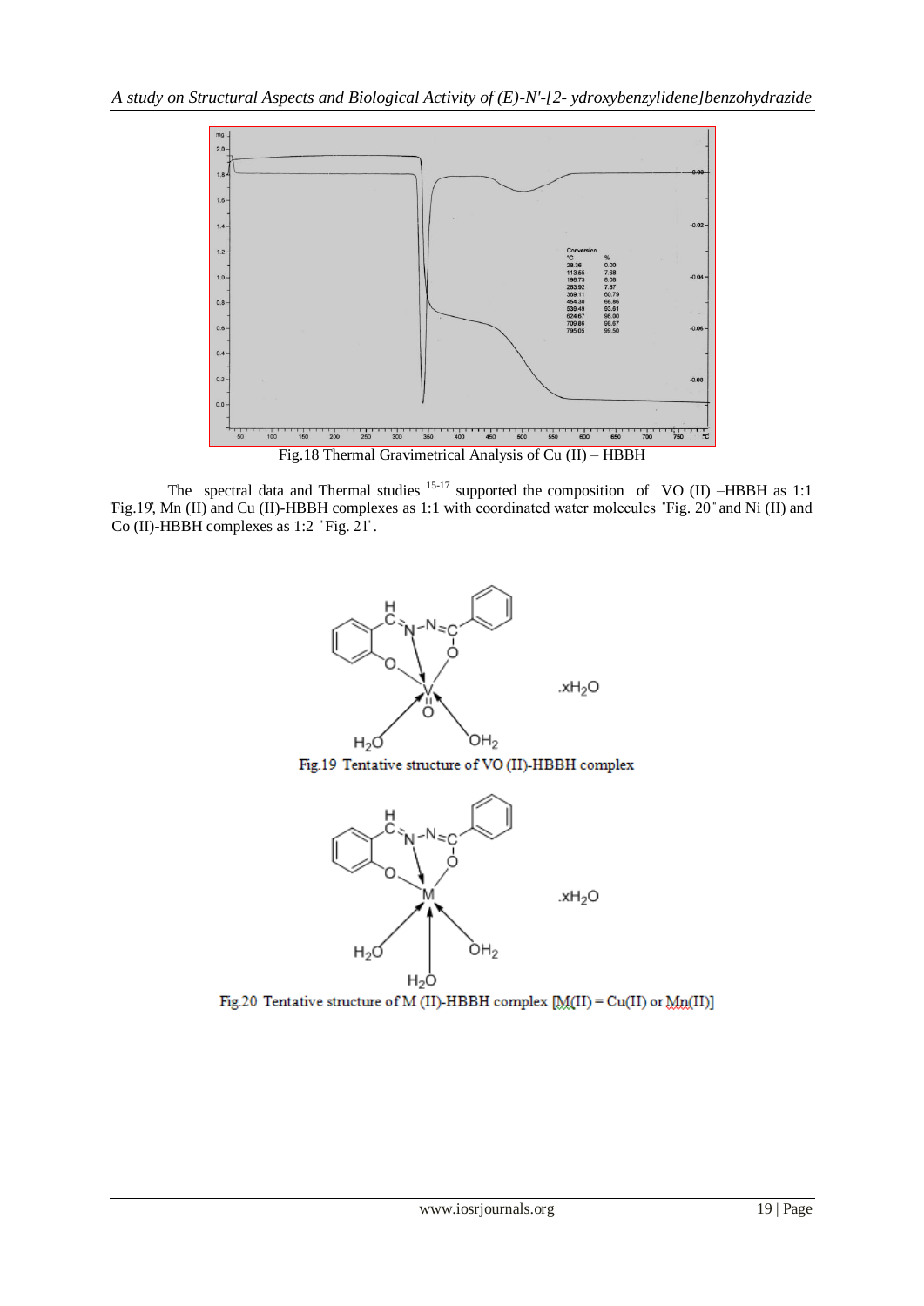Fig.18 Thermal Gravimetrical Analysis of Cu (II) – HBBH

The spectral data and Thermal studies [15-17] supported the composition of VO (II) –HBBH as 1:1 "Fig.19", Mn (II) and Cu (II)-HBBH complexes as 1:1 with coordinated water molecules "Fig. 20" and Ni (II) and Co (II)-HBBH complexes as 1:2 "Fig. 21".

Fig.19 Tentative structure of VO (II)-HBBH complex

Fig.20 Tentative structure of M (II)-HBBH complex [M(II) = Cu(II) or Mn(II)]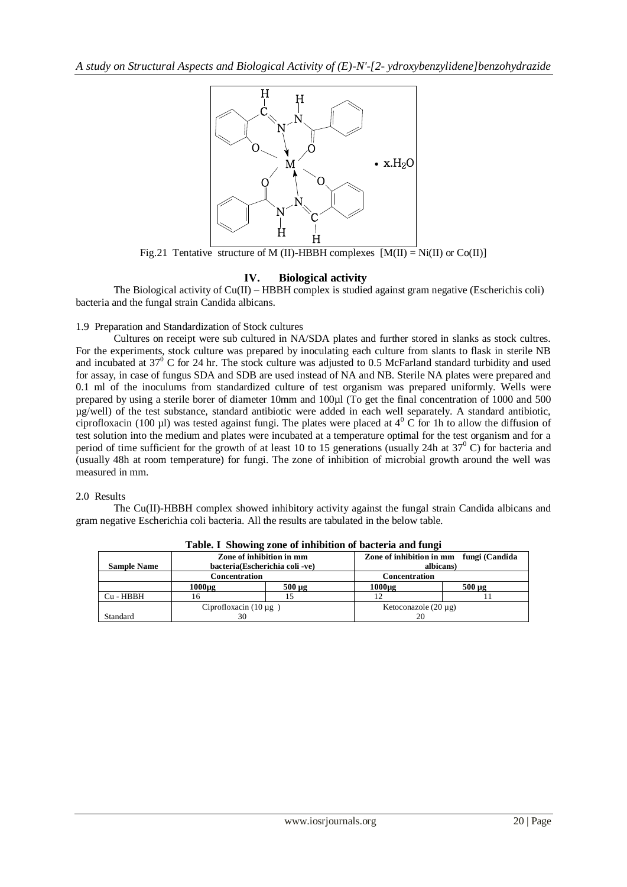Fig.21 Tentative structure of M (II)-HBBH complexes [M(II) = Ni(II) or Co(II)]

## IV. Biological activity

The Biological activity of Cu(II) – HBBH complex is studied against gram negative (Escherichis coli) bacteria and the fungal strain Candida albicans.

### 1.9 Preparation and Standardization of Stock cultures

Cultures on receipt were sub cultured in NA/SDA plates and further stored in slanks as stock cultres. For the experiments, stock culture was prepared by inoculating each culture from slants to flask in sterile NB and incubated at $37^0$ C for 24 hr. The stock culture was adjusted to 0.5 McFarland standard turbidity and used for assay, in case of fungus SDA and SDB are used instead of NA and NB. Sterile NA plates were prepared and 0.1 ml of the inoculums from standardized culture of test organism was prepared uniformly. Wells were prepared by using a sterile borer of diameter 10mm and 100µl (To get the final concentration of 1000 and 500 µg/well) of the test substance, standard antibiotic were added in each well separately. A standard antibiotic, ciprofloxacin (100 µl) was tested against fungi. The plates were placed at $4^0$ C for 1h to allow the diffusion of test solution into the medium and plates were incubated at a temperature optimal for the test organism and for a period of time sufficient for the growth of at least 10 to 15 generations (usually 24h at $37^0$ C) for bacteria and (usually 48h at room temperature) for fungi. The zone of inhibition of microbial growth around the well was measured in mm.

### 2.0 Results

The Cu(II)-HBBH complex showed inhibitory activity against the fungal strain Candida albicans and gram negative Escherichia coli bacteria. All the results are tabulated in the below table.

**Table. I Showing zone of inhibition of bacteria and fungi**

| Sample Name | Zone of inhibition in mm bacteria(Escherichia coli -ve) | | Zone of inhibition in mm fungi (Candida albicans) | |
|---|---|---|---|---|
| | Concentration | | Concentration | |
| | 1000µg | 500 µg | 1000µg | 500 µg |
| Cu - HBBH | 16 | 15 | 12 | 11 |
| Standard | Ciprofloxacin (10 µg ) 30 | | Ketoconazole (20 µg) 20 | |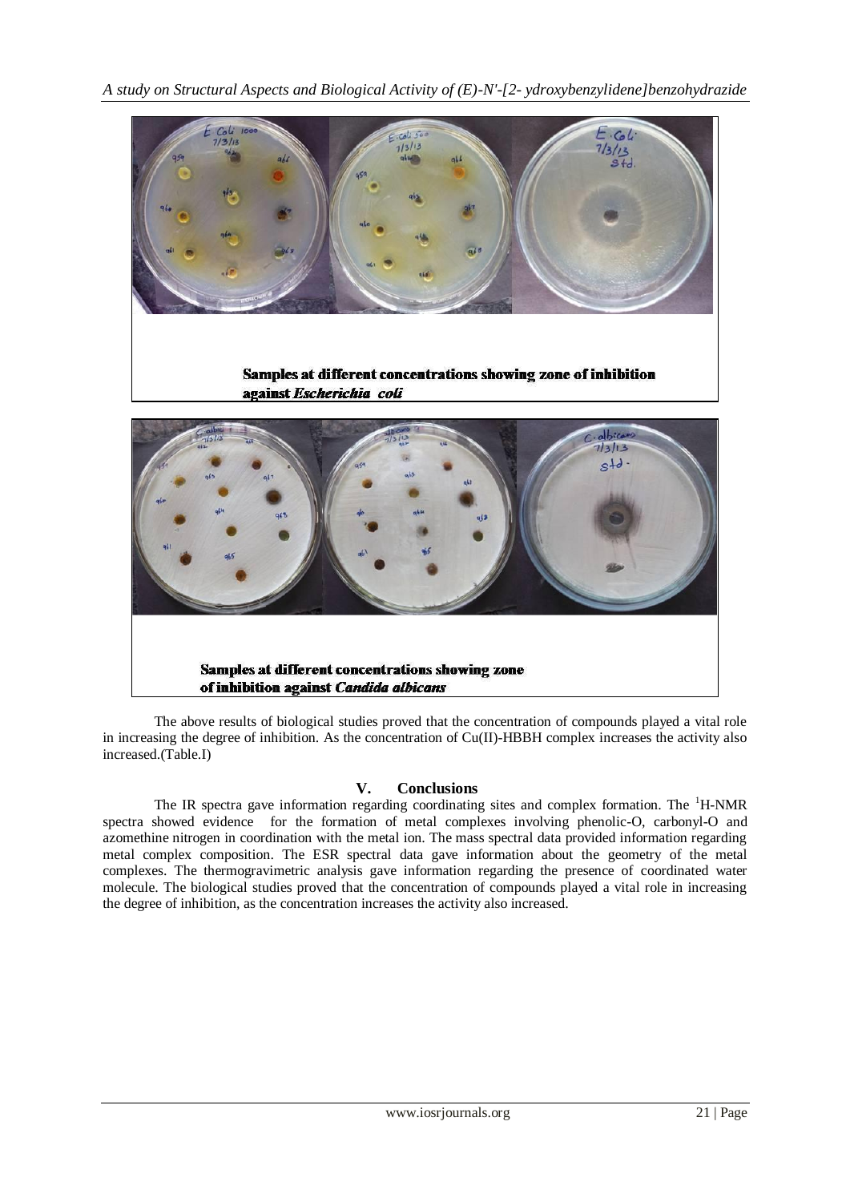Samples at different concentrations showing zone of inhibition against *Escherichia coli*

Samples at different concentrations showing zone of inhibition against *Candida albicans*

The above results of biological studies proved that the concentration of compounds played a vital role in increasing the degree of inhibition. As the concentration of Cu(II)-HBBH complex increases the activity also increased.(Table.I)

## V. Conclusions

The IR spectra gave information regarding coordinating sites and complex formation. The $^{1}$H-NMR spectra showed evidence for the formation of metal complexes involving phenolic-O, carbonyl-O and azomethine nitrogen in coordination with the metal ion. The mass spectral data provided information regarding metal complex composition. The ESR spectral data gave information about the geometry of the metal complexes. The thermogravimetric analysis gave information regarding the presence of coordinated water molecule. The biological studies proved that the concentration of compounds played a vital role in increasing the degree of inhibition, as the concentration increases the activity also increased.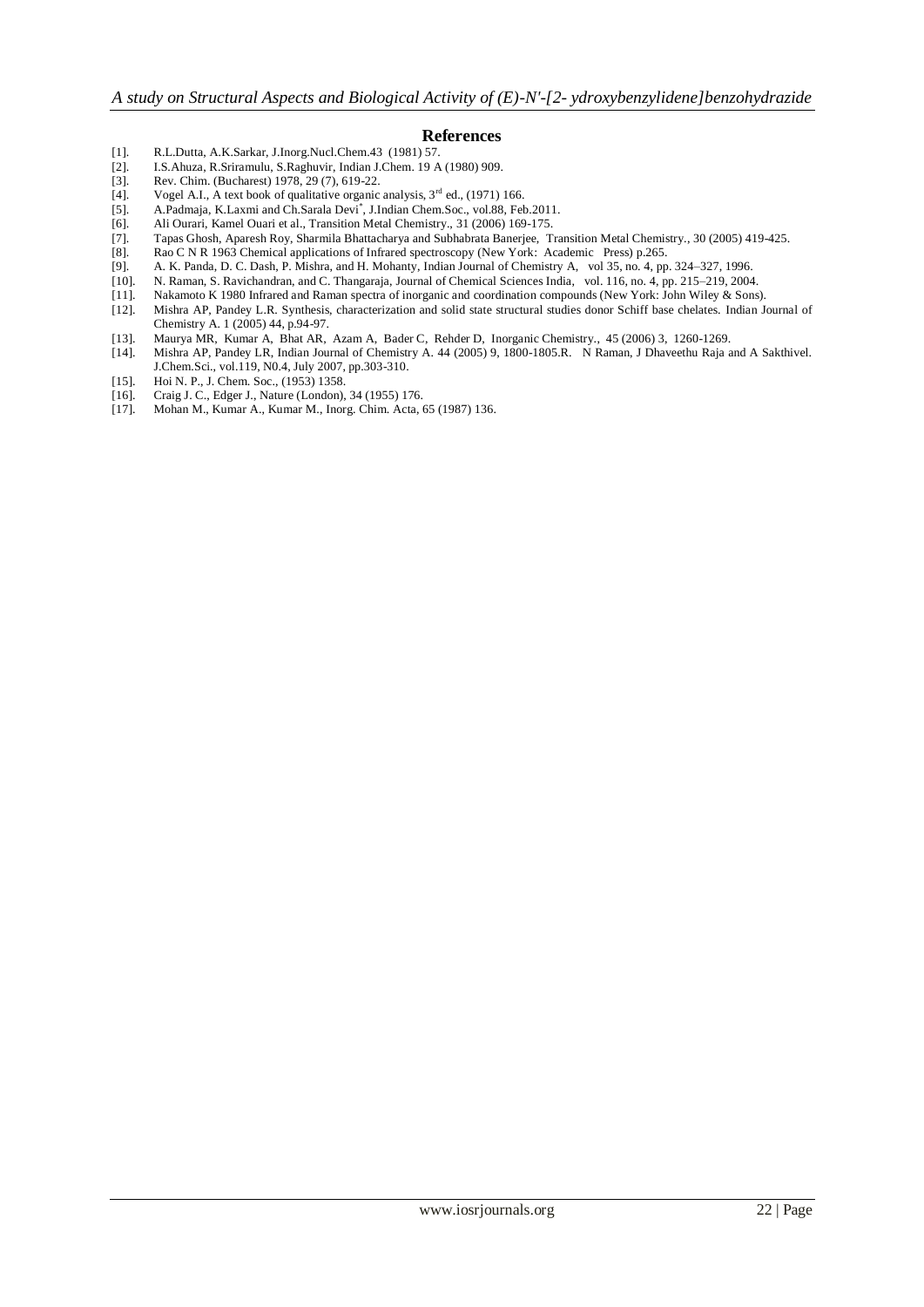## References

[1]. R.L.Dutta, A.K.Sarkar, J.Inorg.Nucl.Chem.43 (1981) 57.
[2]. I.S.Ahuza, R.Sriramulu, S.Raghuvir, Indian J.Chem. 19 A (1980) 909.
[3]. Rev. Chim. (Bucharest) 1978, 29 (7), 619-22.
[4]. Vogel A.I., A text book of qualitative organic analysis, 3rd ed., (1971) 166.
[5]. A.Padmaja, K.Laxmi and Ch.Sarala Devi*, J.Indian Chem.Soc., vol.88, Feb.2011.
[6]. Ali Ourari, Kamel Ouari et al., Transition Metal Chemistry., 31 (2006) 169-175.
[7]. Tapas Ghosh, Aparesh Roy, Sharmila Bhattacharya and Subhabrata Banerjee, Transition Metal Chemistry., 30 (2005) 419-425.
[8]. Rao C N R 1963 Chemical applications of Infrared spectroscopy (New York: Academic Press) p.265.
[9]. A. K. Panda, D. C. Dash, P. Mishra, and H. Mohanty, Indian Journal of Chemistry A, vol 35, no. 4, pp. 324–327, 1996.
[10]. N. Raman, S. Ravichandran, and C. Thangaraja, Journal of Chemical Sciences India, vol. 116, no. 4, pp. 215–219, 2004.
[11]. Nakamoto K 1980 Infrared and Raman spectra of inorganic and coordination compounds (New York: John Wiley & Sons).
[12]. Mishra AP, Pandey L.R. Synthesis, characterization and solid state structural studies donor Schiff base chelates. Indian Journal of Chemistry A. 1 (2005) 44, p.94-97.
[13]. Maurya MR, Kumar A, Bhat AR, Azam A, Bader C, Rehder D, Inorganic Chemistry., 45 (2006) 3, 1260-1269.
[14]. Mishra AP, Pandey LR, Indian Journal of Chemistry A. 44 (2005) 9, 1800-1805.R. N Raman, J Dhaveethu Raja and A Sakthivel. J.Chem.Sci., vol.119, N0.4, July 2007, pp.303-310.
[15]. Hoi N. P., J. Chem. Soc., (1953) 1358.
[16]. Craig J. C., Edger J., Nature (London), 34 (1955) 176.
[17]. Mohan M., Kumar A., Kumar M., Inorg. Chim. Acta, 65 (1987) 136.